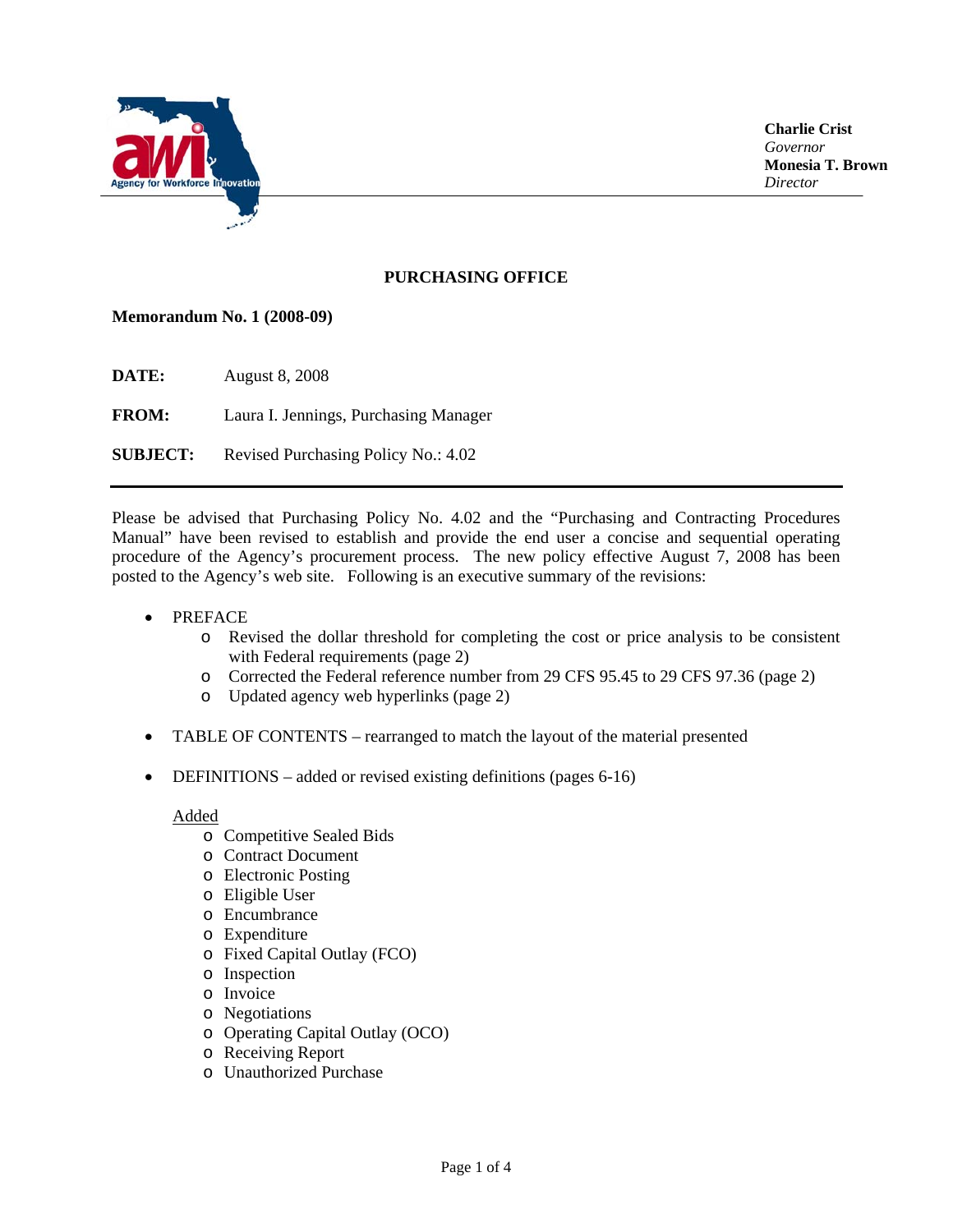Agency for Workforce Innovation

**Charlie Crist**
*Governor*
**Monesia T. Brown**
*Director*

## PURCHASING OFFICE

**Memorandum No. 1 (2008-09)**

**DATE:** August 8, 2008

**FROM:** Laura I. Jennings, Purchasing Manager

**SUBJECT:** Revised Purchasing Policy No.: 4.02

---

Please be advised that Purchasing Policy No. 4.02 and the "Purchasing and Contracting Procedures Manual" have been revised to establish and provide the end user a concise and sequential operating procedure of the Agency's procurement process. The new policy effective August 7, 2008 has been posted to the Agency's web site. Following is an executive summary of the revisions:

- PREFACE
  - Revised the dollar threshold for completing the cost or price analysis to be consistent with Federal requirements (page 2)
  - Corrected the Federal reference number from 29 CFS 95.45 to 29 CFS 97.36 (page 2)
  - Updated agency web hyperlinks (page 2)

- TABLE OF CONTENTS – rearranged to match the layout of the material presented

- DEFINITIONS – added or revised existing definitions (pages 6-16)

  Added
  - Competitive Sealed Bids
  - Contract Document
  - Electronic Posting
  - Eligible User
  - Encumbrance
  - Expenditure
  - Fixed Capital Outlay (FCO)
  - Inspection
  - Invoice
  - Negotiations
  - Operating Capital Outlay (OCO)
  - Receiving Report
  - Unauthorized Purchase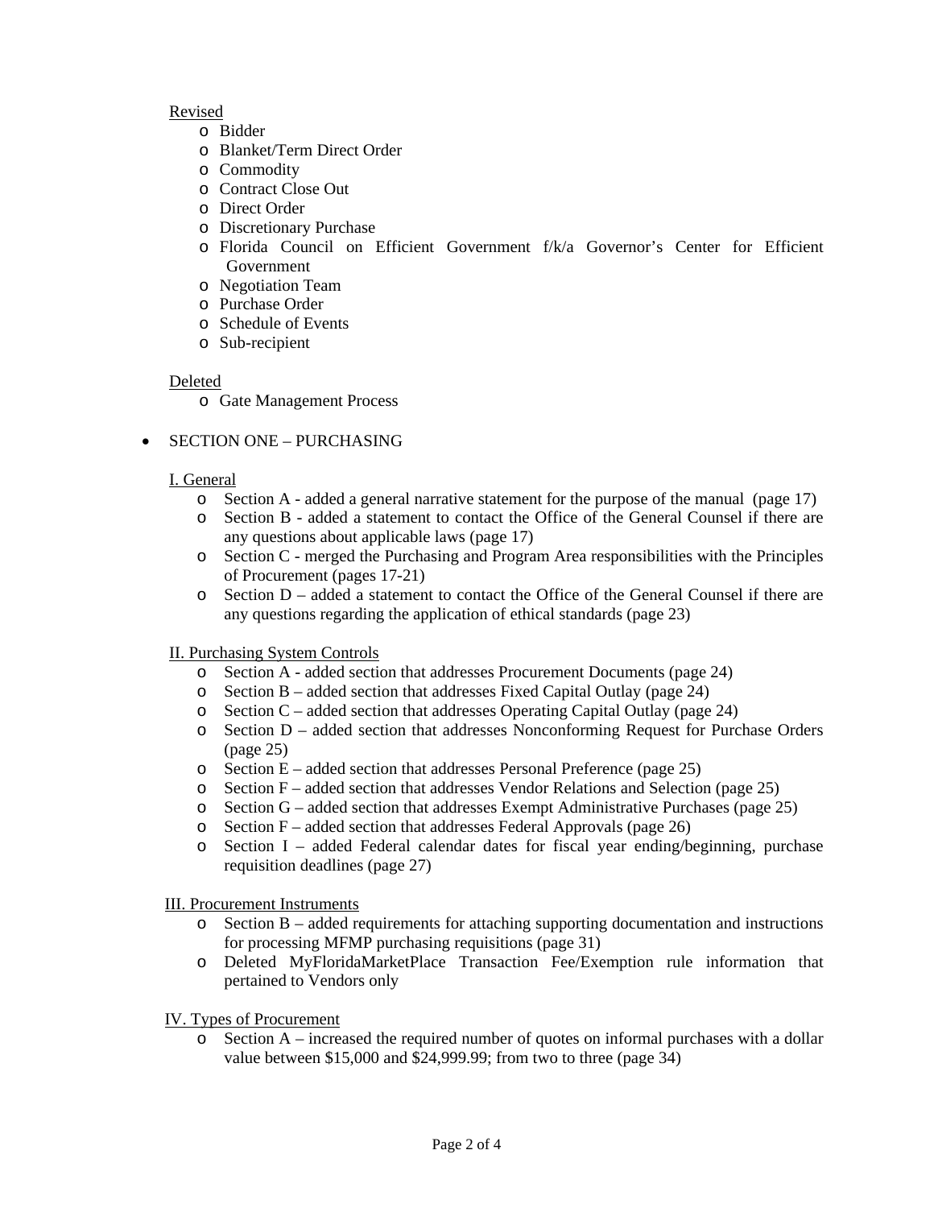Revised

- Bidder
- Blanket/Term Direct Order
- Commodity
- Contract Close Out
- Direct Order
- Discretionary Purchase
- Florida Council on Efficient Government f/k/a Governor's Center for Efficient Government
- Negotiation Team
- Purchase Order
- Schedule of Events
- Sub-recipient

Deleted

- Gate Management Process

- SECTION ONE – PURCHASING

  I. General

  - Section A - added a general narrative statement for the purpose of the manual (page 17)
  - Section B - added a statement to contact the Office of the General Counsel if there are any questions about applicable laws (page 17)
  - Section C - merged the Purchasing and Program Area responsibilities with the Principles of Procurement (pages 17-21)
  - Section D – added a statement to contact the Office of the General Counsel if there are any questions regarding the application of ethical standards (page 23)

  II. Purchasing System Controls

  - Section A - added section that addresses Procurement Documents (page 24)
  - Section B – added section that addresses Fixed Capital Outlay (page 24)
  - Section C – added section that addresses Operating Capital Outlay (page 24)
  - Section D – added section that addresses Nonconforming Request for Purchase Orders (page 25)
  - Section E – added section that addresses Personal Preference (page 25)
  - Section F – added section that addresses Vendor Relations and Selection (page 25)
  - Section G – added section that addresses Exempt Administrative Purchases (page 25)
  - Section F – added section that addresses Federal Approvals (page 26)
  - Section I – added Federal calendar dates for fiscal year ending/beginning, purchase requisition deadlines (page 27)

  III. Procurement Instruments

  - Section B – added requirements for attaching supporting documentation and instructions for processing MFMP purchasing requisitions (page 31)
  - Deleted MyFloridaMarketPlace Transaction Fee/Exemption rule information that pertained to Vendors only

  IV. Types of Procurement

  - Section A – increased the required number of quotes on informal purchases with a dollar value between $15,000 and $24,999.99; from two to three (page 34)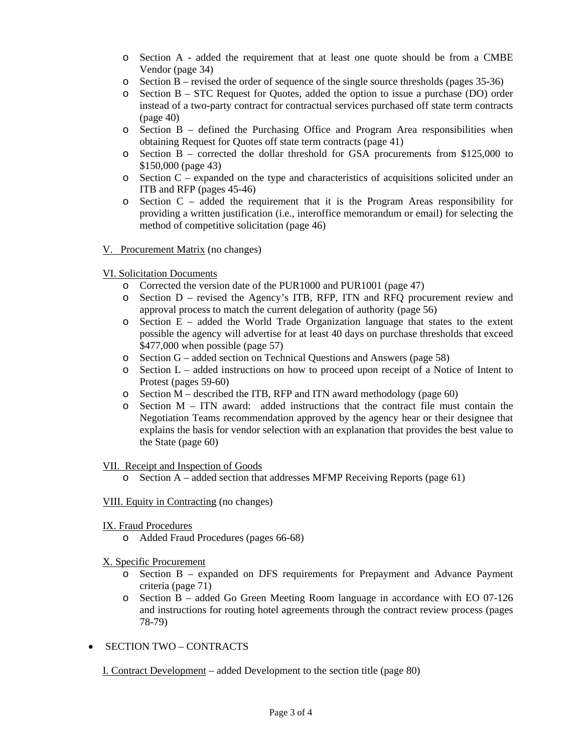- Section A - added the requirement that at least one quote should be from a CMBE Vendor (page 34)
- Section B – revised the order of sequence of the single source thresholds (pages 35-36)
- Section B – STC Request for Quotes, added the option to issue a purchase (DO) order instead of a two-party contract for contractual services purchased off state term contracts (page 40)
- Section B – defined the Purchasing Office and Program Area responsibilities when obtaining Request for Quotes off state term contracts (page 41)
- Section B – corrected the dollar threshold for GSA procurements from $125,000 to $150,000 (page 43)
- Section C – expanded on the type and characteristics of acquisitions solicited under an ITB and RFP (pages 45-46)
- Section C – added the requirement that it is the Program Areas responsibility for providing a written justification (i.e., interoffice memorandum or email) for selecting the method of competitive solicitation (page 46)

<u>V. Procurement Matrix</u> (no changes)

<u>VI. Solicitation Documents</u>

- Corrected the version date of the PUR1000 and PUR1001 (page 47)
- Section D – revised the Agency's ITB, RFP, ITN and RFQ procurement review and approval process to match the current delegation of authority (page 56)
- Section E – added the World Trade Organization language that states to the extent possible the agency will advertise for at least 40 days on purchase thresholds that exceed $477,000 when possible (page 57)
- Section G – added section on Technical Questions and Answers (page 58)
- Section L – added instructions on how to proceed upon receipt of a Notice of Intent to Protest (pages 59-60)
- Section M – described the ITB, RFP and ITN award methodology (page 60)
- Section M – ITN award: added instructions that the contract file must contain the Negotiation Teams recommendation approved by the agency hear or their designee that explains the basis for vendor selection with an explanation that provides the best value to the State (page 60)

<u>VII. Receipt and Inspection of Goods</u>

- Section A – added section that addresses MFMP Receiving Reports (page 61)

<u>VIII. Equity in Contracting</u> (no changes)

<u>IX. Fraud Procedures</u>

- Added Fraud Procedures (pages 66-68)

<u>X. Specific Procurement</u>

- Section B – expanded on DFS requirements for Prepayment and Advance Payment criteria (page 71)
- Section B – added Go Green Meeting Room language in accordance with EO 07-126 and instructions for routing hotel agreements through the contract review process (pages 78-79)

- SECTION TWO – CONTRACTS

<u>I. Contract Development</u> – added Development to the section title (page 80)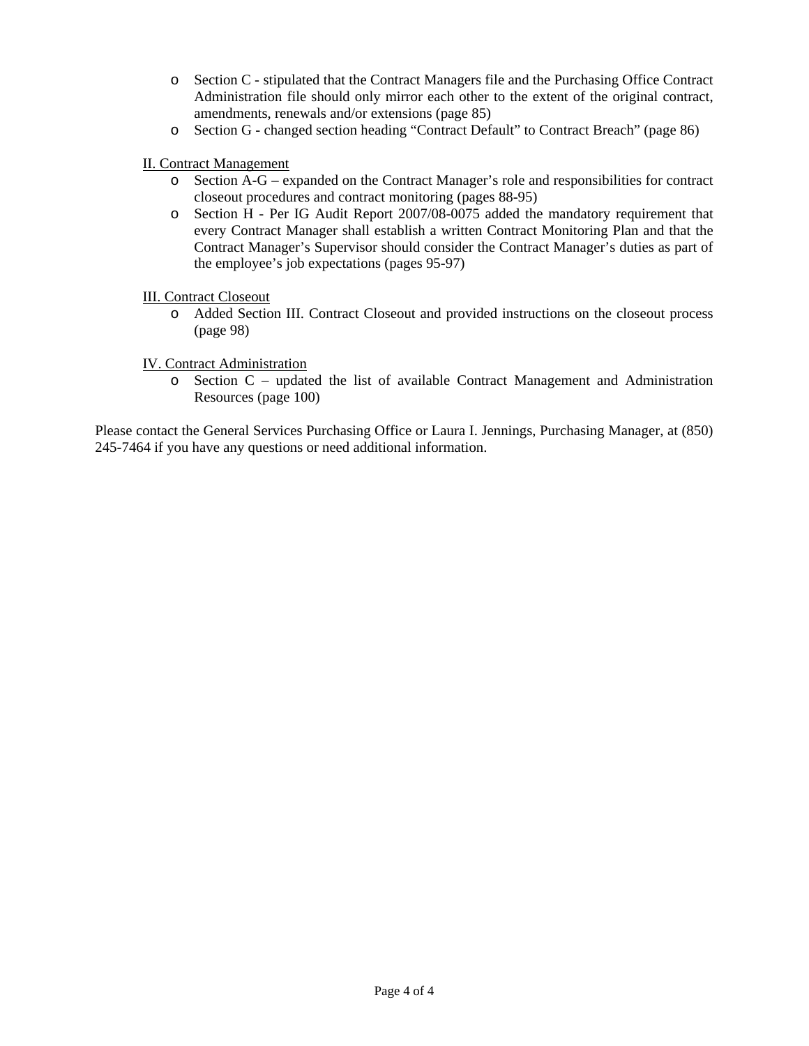- Section C - stipulated that the Contract Managers file and the Purchasing Office Contract Administration file should only mirror each other to the extent of the original contract, amendments, renewals and/or extensions (page 85)
- Section G - changed section heading "Contract Default" to Contract Breach" (page 86)

<u>II. Contract Management</u>

- Section A-G – expanded on the Contract Manager's role and responsibilities for contract closeout procedures and contract monitoring (pages 88-95)
- Section H - Per IG Audit Report 2007/08-0075 added the mandatory requirement that every Contract Manager shall establish a written Contract Monitoring Plan and that the Contract Manager's Supervisor should consider the Contract Manager's duties as part of the employee's job expectations (pages 95-97)

<u>III. Contract Closeout</u>

- Added Section III. Contract Closeout and provided instructions on the closeout process (page 98)

<u>IV. Contract Administration</u>

- Section C – updated the list of available Contract Management and Administration Resources (page 100)

Please contact the General Services Purchasing Office or Laura I. Jennings, Purchasing Manager, at (850) 245-7464 if you have any questions or need additional information.